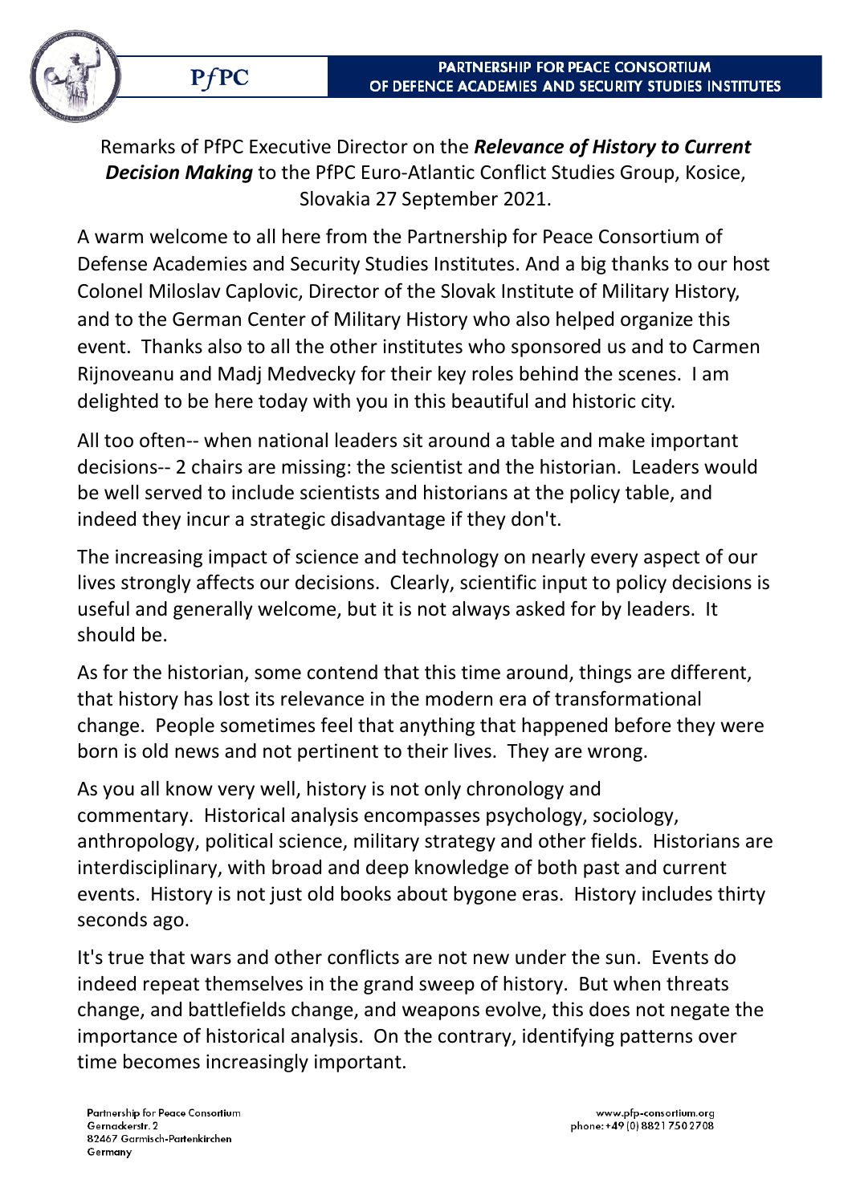Remarks of PfPC Executive Director on the ***Relevance of History to Current Decision Making*** to the PfPC Euro-Atlantic Conflict Studies Group, Kosice, Slovakia 27 September 2021.

A warm welcome to all here from the Partnership for Peace Consortium of Defense Academies and Security Studies Institutes. And a big thanks to our host Colonel Miloslav Caplovic, Director of the Slovak Institute of Military History, and to the German Center of Military History who also helped organize this event. Thanks also to all the other institutes who sponsored us and to Carmen Rijnoveanu and Madj Medvecky for their key roles behind the scenes. I am delighted to be here today with you in this beautiful and historic city.

All too often-- when national leaders sit around a table and make important decisions-- 2 chairs are missing: the scientist and the historian. Leaders would be well served to include scientists and historians at the policy table, and indeed they incur a strategic disadvantage if they don't.

The increasing impact of science and technology on nearly every aspect of our lives strongly affects our decisions. Clearly, scientific input to policy decisions is useful and generally welcome, but it is not always asked for by leaders. It should be.

As for the historian, some contend that this time around, things are different, that history has lost its relevance in the modern era of transformational change. People sometimes feel that anything that happened before they were born is old news and not pertinent to their lives. They are wrong.

As you all know very well, history is not only chronology and commentary. Historical analysis encompasses psychology, sociology, anthropology, political science, military strategy and other fields. Historians are interdisciplinary, with broad and deep knowledge of both past and current events. History is not just old books about bygone eras. History includes thirty seconds ago.

It's true that wars and other conflicts are not new under the sun. Events do indeed repeat themselves in the grand sweep of history. But when threats change, and battlefields change, and weapons evolve, this does not negate the importance of historical analysis. On the contrary, identifying patterns over time becomes increasingly important.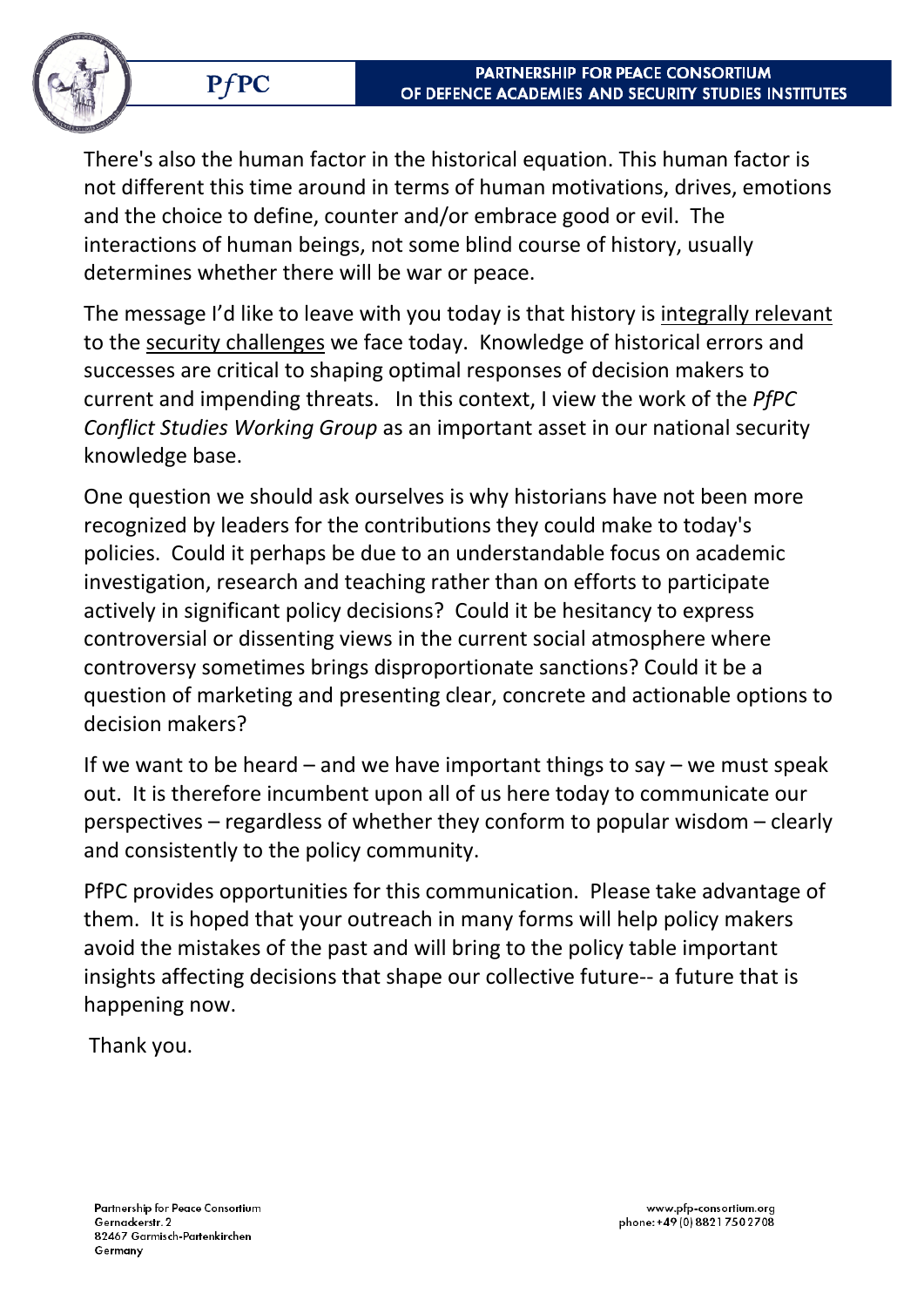There's also the human factor in the historical equation. This human factor is not different this time around in terms of human motivations, drives, emotions and the choice to define, counter and/or embrace good or evil. The interactions of human beings, not some blind course of history, usually determines whether there will be war or peace.

The message I'd like to leave with you today is that history is <u>integrally relevant</u> to the <u>security challenges</u> we face today. Knowledge of historical errors and successes are critical to shaping optimal responses of decision makers to current and impending threats. In this context, I view the work of the *PfPC Conflict Studies Working Group* as an important asset in our national security knowledge base.

One question we should ask ourselves is why historians have not been more recognized by leaders for the contributions they could make to today's policies. Could it perhaps be due to an understandable focus on academic investigation, research and teaching rather than on efforts to participate actively in significant policy decisions? Could it be hesitancy to express controversial or dissenting views in the current social atmosphere where controversy sometimes brings disproportionate sanctions? Could it be a question of marketing and presenting clear, concrete and actionable options to decision makers?

If we want to be heard – and we have important things to say – we must speak out. It is therefore incumbent upon all of us here today to communicate our perspectives – regardless of whether they conform to popular wisdom – clearly and consistently to the policy community.

PfPC provides opportunities for this communication. Please take advantage of them. It is hoped that your outreach in many forms will help policy makers avoid the mistakes of the past and will bring to the policy table important insights affecting decisions that shape our collective future-- a future that is happening now.

Thank you.